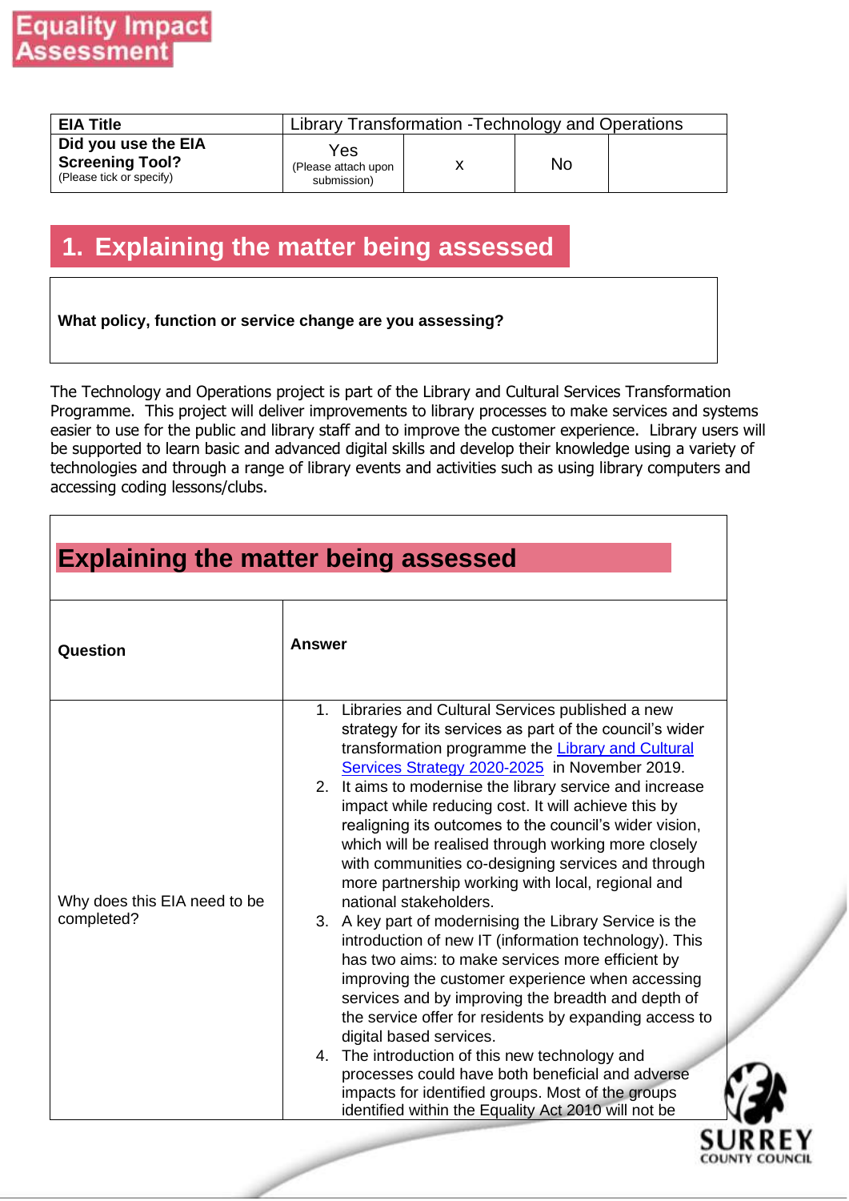# Equality Impact Assessment

| EIA Title | Library Transformation -Technology and Operations | | | |
|---|---|---|---|---|
| **Did you use the EIA Screening Tool?** (Please tick or specify) | Yes (Please attach upon submission) | x | No | |

## 1. Explaining the matter being assessed

| **What policy, function or service change are you assessing?** |
|---|

The Technology and Operations project is part of the Library and Cultural Services Transformation Programme. This project will deliver improvements to library processes to make services and systems easier to use for the public and library staff and to improve the customer experience. Library users will be supported to learn basic and advanced digital skills and develop their knowledge using a variety of technologies and through a range of library events and activities such as using library computers and accessing coding lessons/clubs.

| **Explaining the matter being assessed** | |
|---|---|
| **Question** | **Answer** |
| Why does this EIA need to be completed? | 1. Libraries and Cultural Services published a new strategy for its services as part of the council's wider transformation programme the [Library and Cultural Services Strategy 2020-2025](#) in November 2019.<br>2. It aims to modernise the library service and increase impact while reducing cost. It will achieve this by realigning its outcomes to the council's wider vision, which will be realised through working more closely with communities co-designing services and through more partnership working with local, regional and national stakeholders.<br>3. A key part of modernising the Library Service is the introduction of new IT (information technology). This has two aims: to make services more efficient by improving the customer experience when accessing services and by improving the breadth and depth of the service offer for residents by expanding access to digital based services.<br>4. The introduction of this new technology and processes could have both beneficial and adverse impacts for identified groups. Most of the groups identified within the Equality Act 2010 will not be |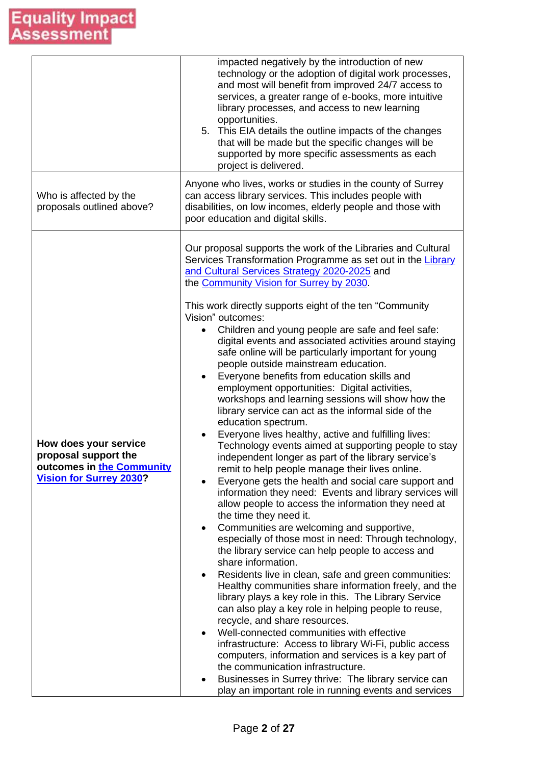| | |
|---|---|
| | impacted negatively by the introduction of new technology or the adoption of digital work processes, and most will benefit from improved 24/7 access to services, a greater range of e-books, more intuitive library processes, and access to new learning opportunities.<br>5. This EIA details the outline impacts of the changes that will be made but the specific changes will be supported by more specific assessments as each project is delivered. |
| Who is affected by the proposals outlined above? | Anyone who lives, works or studies in the county of Surrey can access library services. This includes people with disabilities, on low incomes, elderly people and those with poor education and digital skills. |
| **How does your service proposal support the outcomes in [the Community Vision for Surrey 2030](#)?** | Our proposal supports the work of the Libraries and Cultural Services Transformation Programme as set out in the [Library and Cultural Services Strategy 2020-2025](#) and the [Community Vision for Surrey by 2030](#).<br><br>This work directly supports eight of the ten "Community Vision" outcomes:<br>• Children and young people are safe and feel safe: digital events and associated activities around staying safe online will be particularly important for young people outside mainstream education.<br>• Everyone benefits from education skills and employment opportunities: Digital activities, workshops and learning sessions will show how the library service can act as the informal side of the education spectrum.<br>• Everyone lives healthy, active and fulfilling lives: Technology events aimed at supporting people to stay independent longer as part of the library service's remit to help people manage their lives online.<br>• Everyone gets the health and social care support and information they need: Events and library services will allow people to access the information they need at the time they need it.<br>• Communities are welcoming and supportive, especially of those most in need: Through technology, the library service can help people to access and share information.<br>• Residents live in clean, safe and green communities: Healthy communities share information freely, and the library plays a key role in this. The Library Service can also play a key role in helping people to reuse, recycle, and share resources.<br>• Well-connected communities with effective infrastructure: Access to library Wi-Fi, public access computers, information and services is a key part of the communication infrastructure.<br>• Businesses in Surrey thrive: The library service can play an important role in running events and services |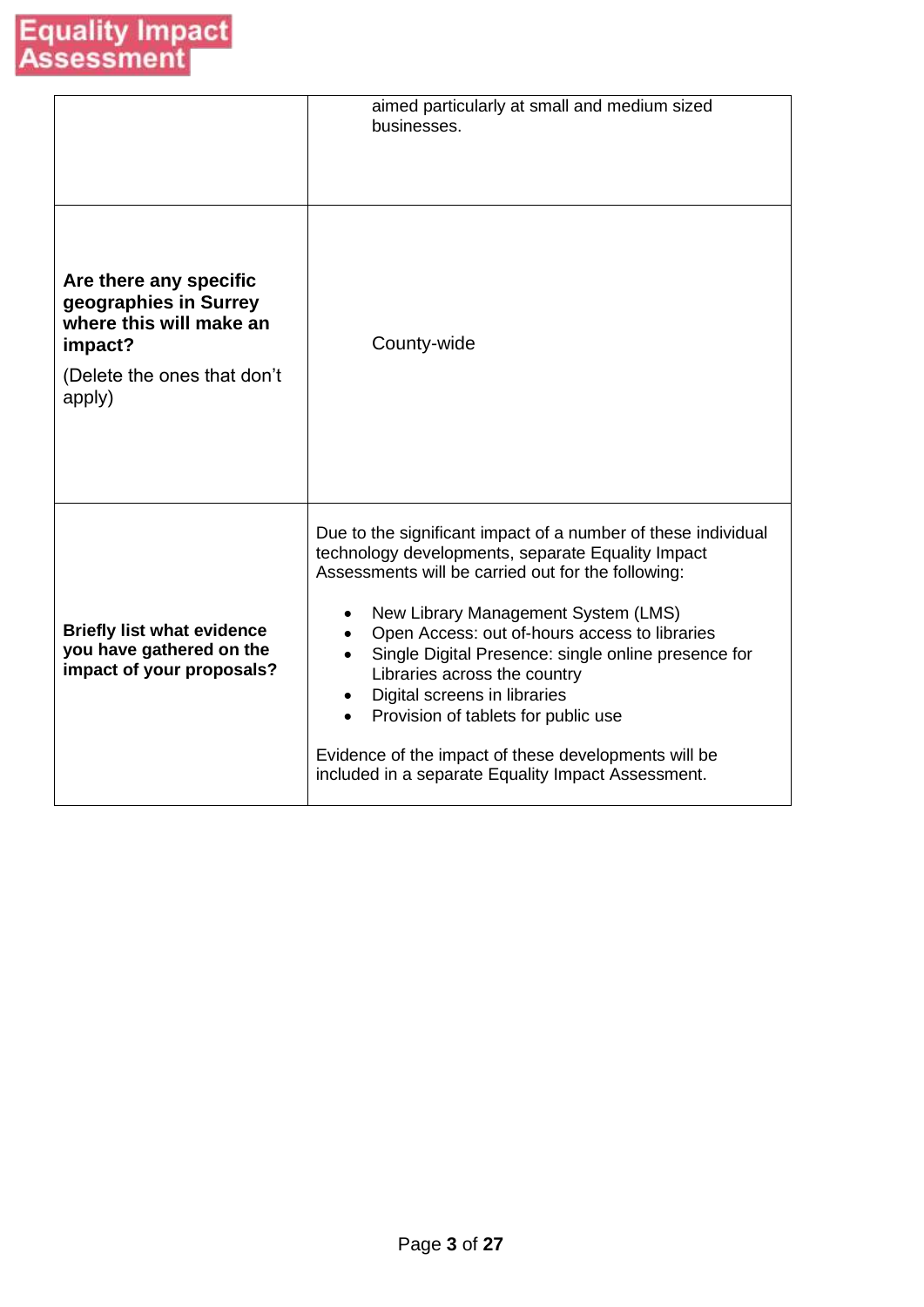| | |
|---|---|
| | aimed particularly at small and medium sized businesses. |
| **Are there any specific geographies in Surrey where this will make an impact?**<br><br>(Delete the ones that don't apply) | County-wide |
| **Briefly list what evidence you have gathered on the impact of your proposals?** | Due to the significant impact of a number of these individual technology developments, separate Equality Impact Assessments will be carried out for the following:<br><br>• New Library Management System (LMS)<br>• Open Access: out of-hours access to libraries<br>• Single Digital Presence: single online presence for Libraries across the country<br>• Digital screens in libraries<br>• Provision of tablets for public use<br><br>Evidence of the impact of these developments will be included in a separate Equality Impact Assessment. |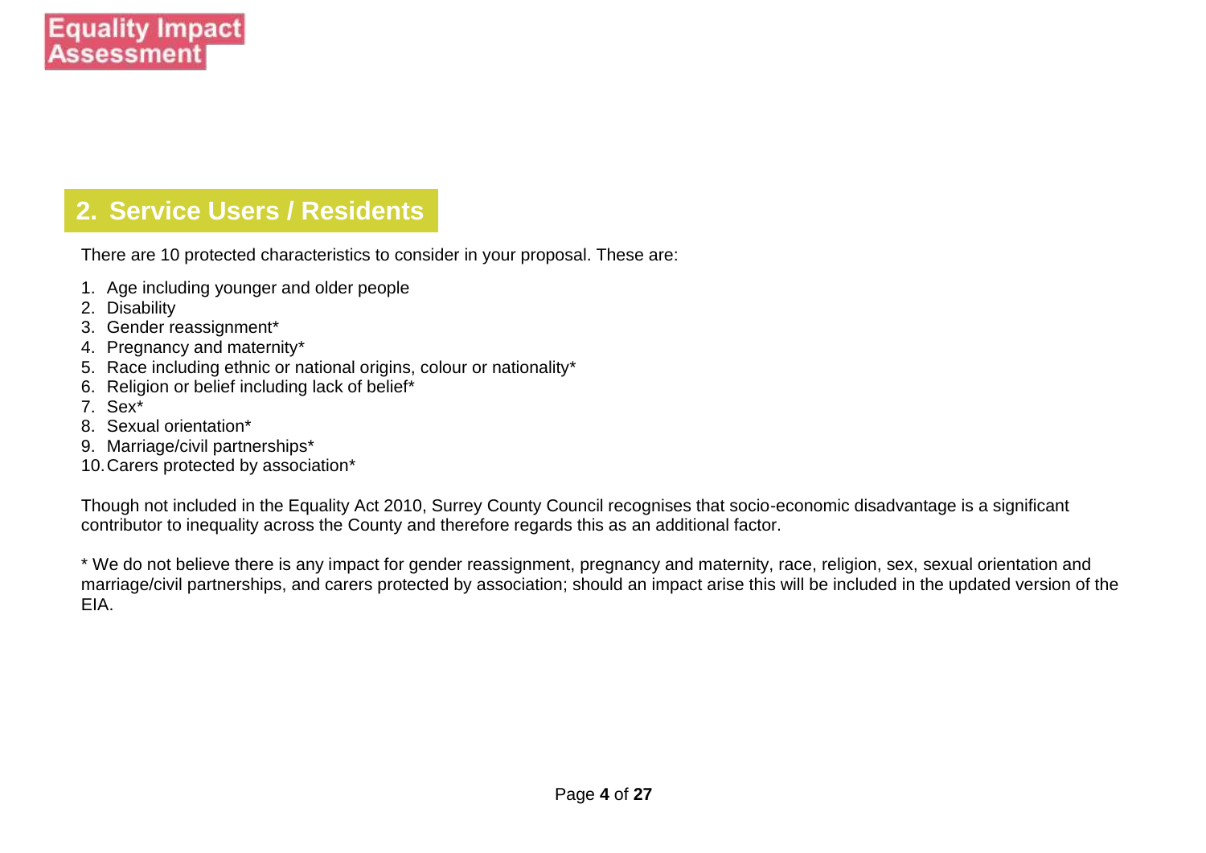## 2. Service Users / Residents

There are 10 protected characteristics to consider in your proposal. These are:

1. Age including younger and older people
2. Disability
3. Gender reassignment*
4. Pregnancy and maternity*
5. Race including ethnic or national origins, colour or nationality*
6. Religion or belief including lack of belief*
7. Sex*
8. Sexual orientation*
9. Marriage/civil partnerships*
10. Carers protected by association*

Though not included in the Equality Act 2010, Surrey County Council recognises that socio-economic disadvantage is a significant contributor to inequality across the County and therefore regards this as an additional factor.

* We do not believe there is any impact for gender reassignment, pregnancy and maternity, race, religion, sex, sexual orientation and marriage/civil partnerships, and carers protected by association; should an impact arise this will be included in the updated version of the EIA.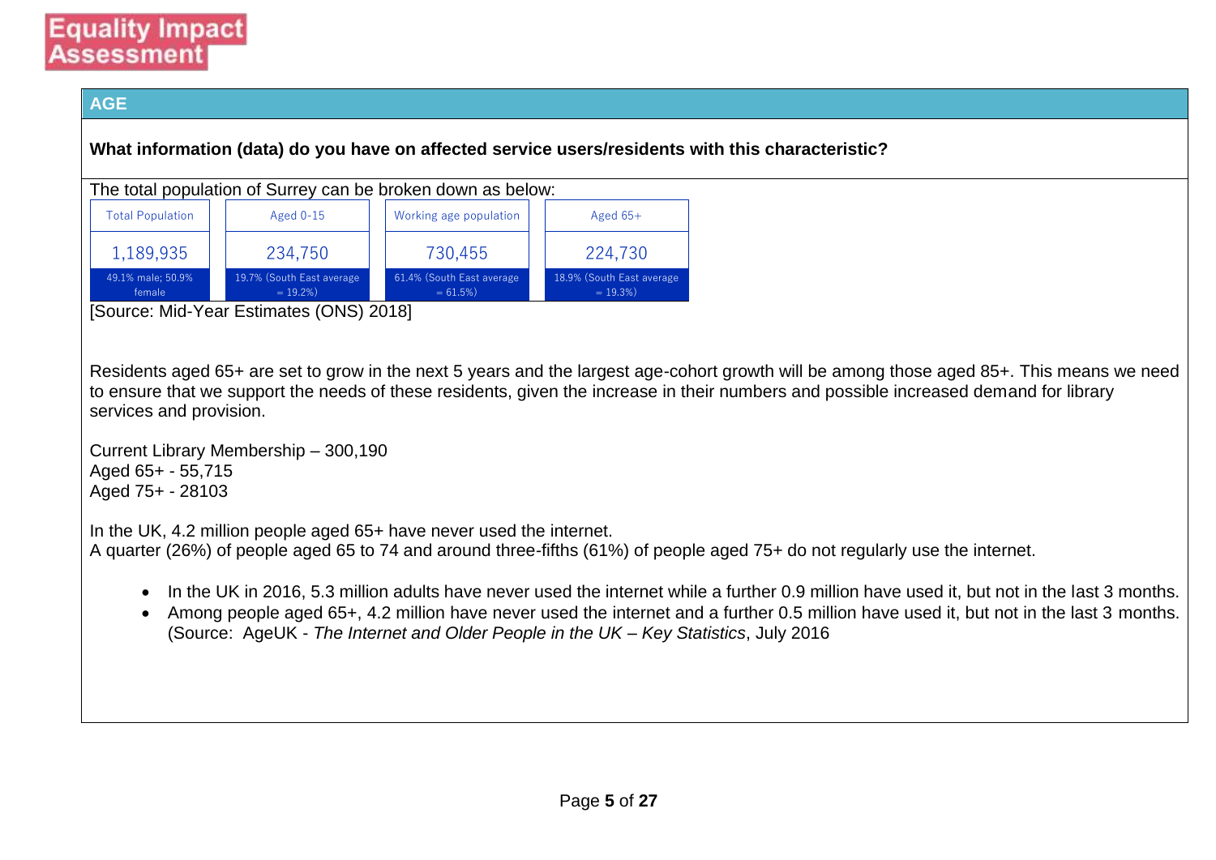# Equality Impact Assessment

## AGE

**What information (data) do you have on affected service users/residents with this characteristic?**

The total population of Surrey can be broken down as below:

| Total Population | Aged 0-15 | Working age population | Aged 65+ |
|---|---|---|---|
| 1,189,935 | 234,750 | 730,455 | 224,730 |
| 49.1% male; 50.9% female | 19.7% (South East average = 19.2%) | 61.4% (South East average = 61.5%) | 18.9% (South East average = 19.3%) |

[Source: Mid-Year Estimates (ONS) 2018]

Residents aged 65+ are set to grow in the next 5 years and the largest age-cohort growth will be among those aged 85+. This means we need to ensure that we support the needs of these residents, given the increase in their numbers and possible increased demand for library services and provision.

Current Library Membership – 300,190
Aged 65+ - 55,715
Aged 75+ - 28103

In the UK, 4.2 million people aged 65+ have never used the internet.
A quarter (26%) of people aged 65 to 74 and around three-fifths (61%) of people aged 75+ do not regularly use the internet.

- In the UK in 2016, 5.3 million adults have never used the internet while a further 0.9 million have used it, but not in the last 3 months.
- Among people aged 65+, 4.2 million have never used the internet and a further 0.5 million have used it, but not in the last 3 months. (Source: AgeUK - *The Internet and Older People in the UK – Key Statistics*, July 2016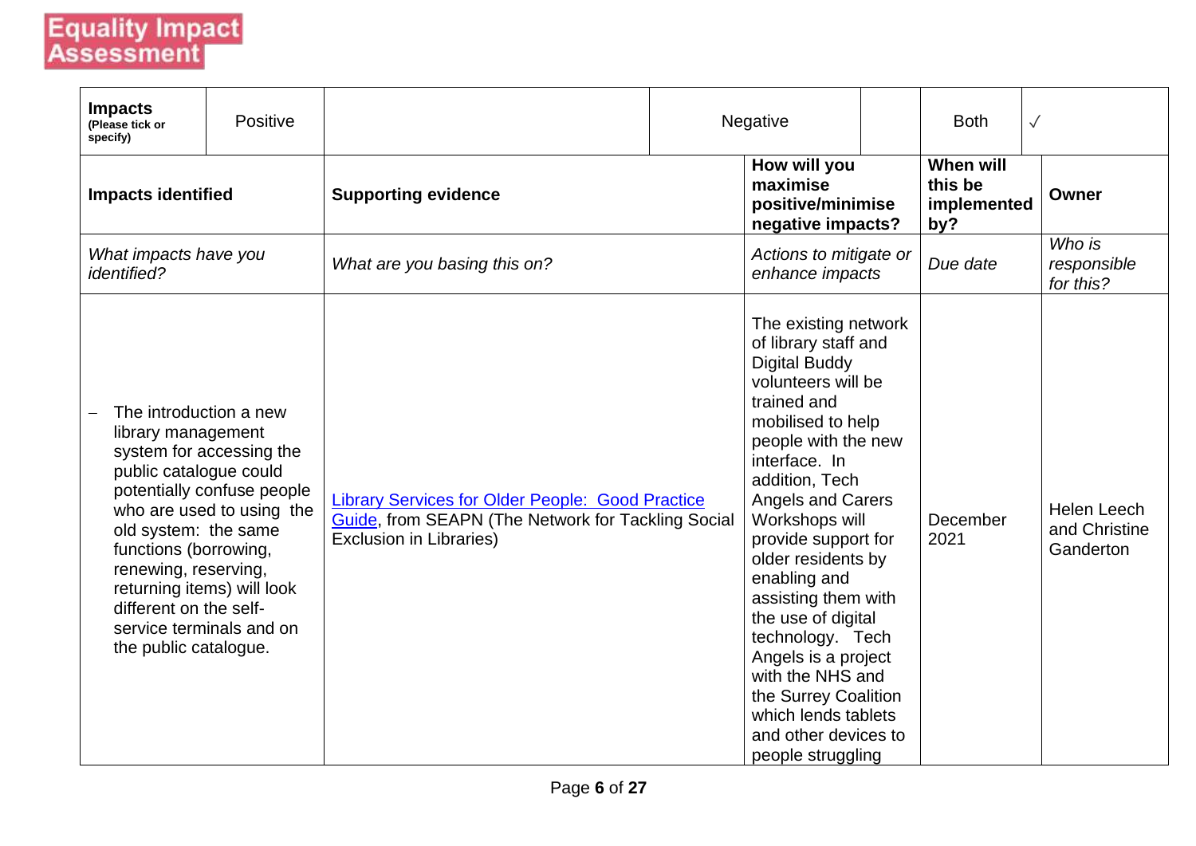**Equality Impact Assessment**

| **Impacts** (Please tick or specify) | Positive | | Negative | | Both | √ |
|---|---|---|---|---|---|---|
| **Impacts identified** | **Supporting evidence** | | **How will you maximise positive/minimise negative impacts?** | | **When will this be implemented by?** | **Owner** |
| *What impacts have you identified?* | *What are you basing this on?* | | *Actions to mitigate or enhance impacts* | | *Due date* | *Who is responsible for this?* |
| – The introduction a new library management system for accessing the public catalogue could potentially confuse people who are used to using the old system: the same functions (borrowing, renewing, reserving, returning items) will look different on the self-service terminals and on the public catalogue. | Library Services for Older People: Good Practice Guide, from SEAPN (The Network for Tackling Social Exclusion in Libraries) | | The existing network of library staff and Digital Buddy volunteers will be trained and mobilised to help people with the new interface. In addition, Tech Angels and Carers Workshops will provide support for older residents by enabling and assisting them with the use of digital technology. Tech Angels is a project with the NHS and the Surrey Coalition which lends tablets and other devices to people struggling | | December 2021 | Helen Leech and Christine Ganderton |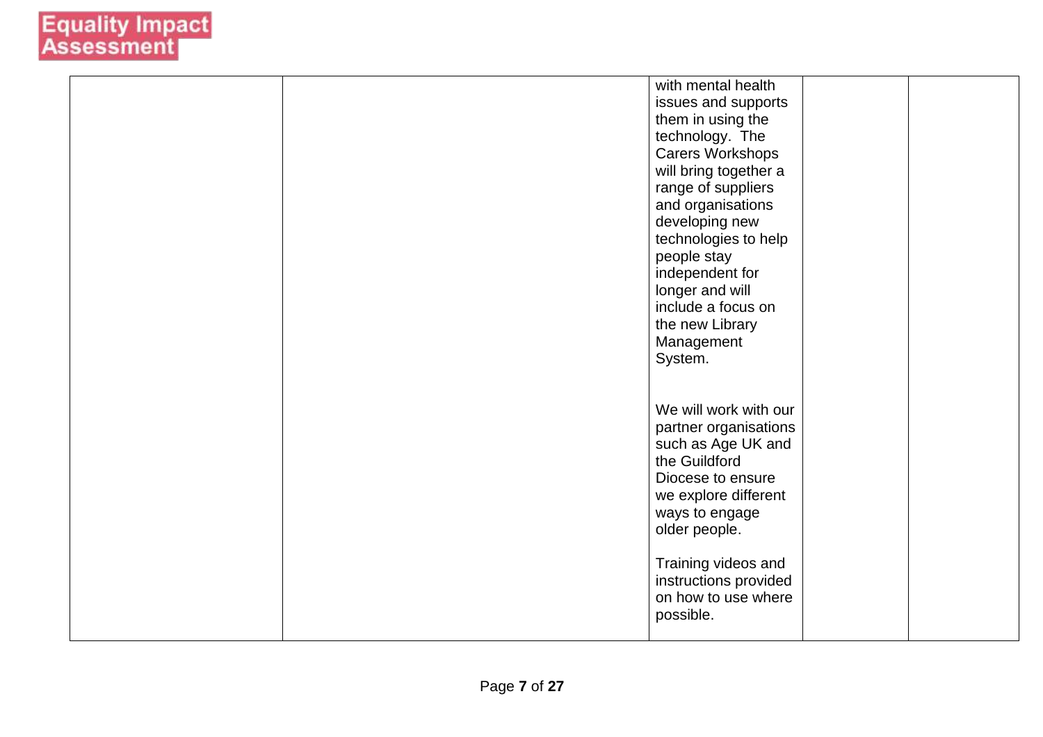| | | | | |
|---|---|---|---|---|
| | | with mental health issues and supports them in using the technology. The Carers Workshops will bring together a range of suppliers and organisations developing new technologies to help people stay independent for longer and will include a focus on the new Library Management System.<br><br>We will work with our partner organisations such as Age UK and the Guildford Diocese to ensure we explore different ways to engage older people.<br><br>Training videos and instructions provided on how to use where possible. | | |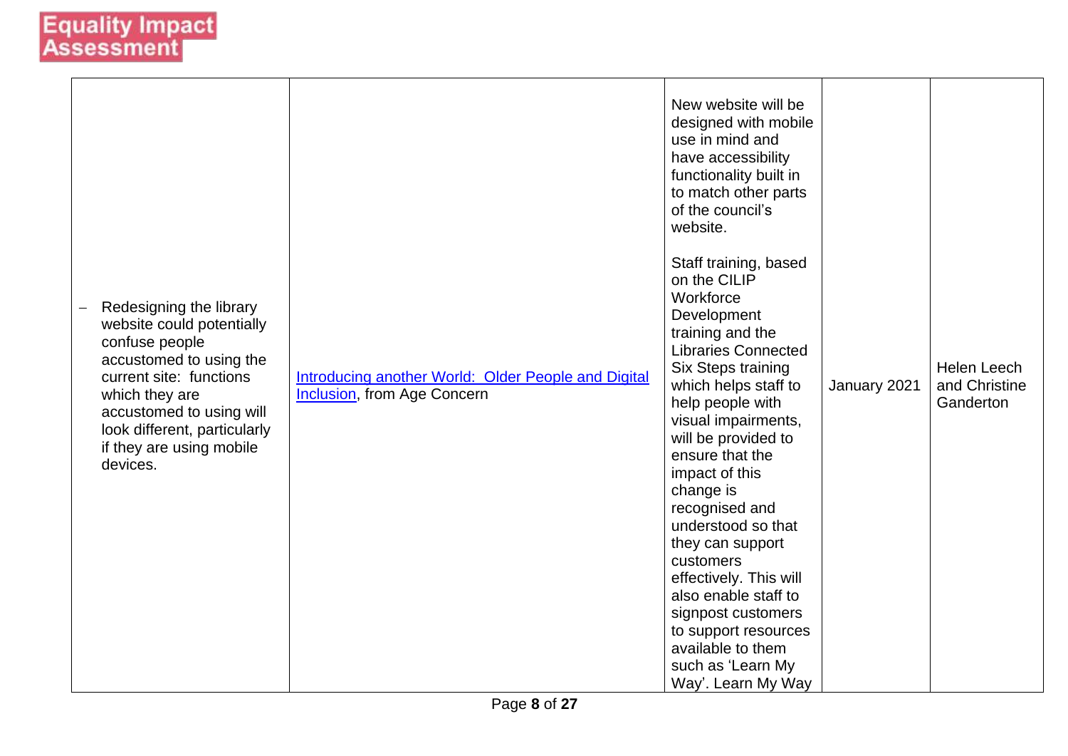# Equality Impact Assessment

| | | | | |
|---|---|---|---|---|
| – Redesigning the library website could potentially confuse people accustomed to using the current site: functions which they are accustomed to using will look different, particularly if they are using mobile devices. | [Introducing another World: Older People and Digital Inclusion](), from Age Concern | New website will be designed with mobile use in mind and have accessibility functionality built in to match other parts of the council's website.<br><br>Staff training, based on the CILIP Workforce Development training and the Libraries Connected Six Steps training which helps staff to help people with visual impairments, will be provided to ensure that the impact of this change is recognised and understood so that they can support customers effectively. This will also enable staff to signpost customers to support resources available to them such as 'Learn My Way'. Learn My Way | January 2021 | Helen Leech and Christine Ganderton |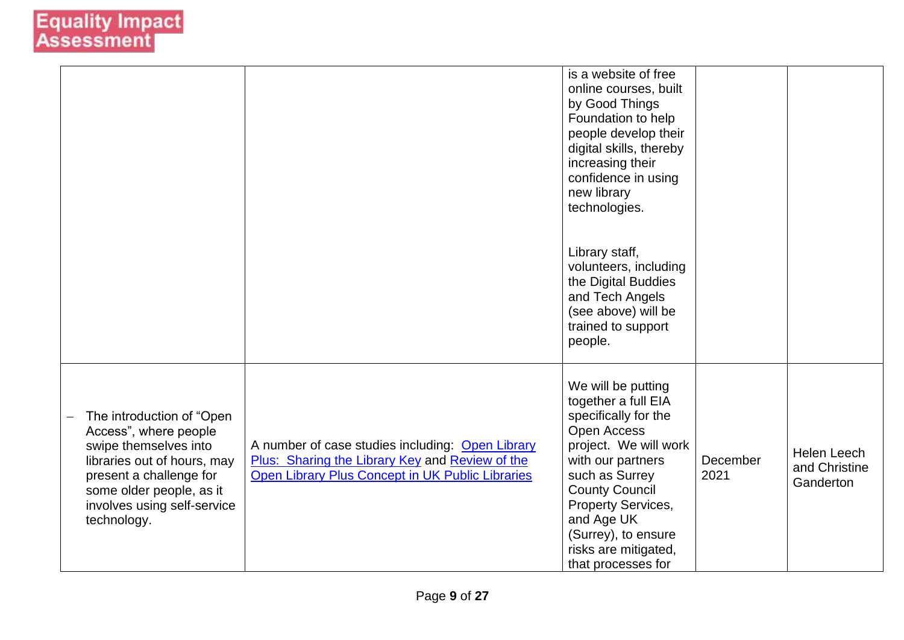| | | | | |
|---|---|---|---|---|
| | | is a website of free online courses, built by Good Things Foundation to help people develop their digital skills, thereby increasing their confidence in using new library technologies.<br><br>Library staff, volunteers, including the Digital Buddies and Tech Angels (see above) will be trained to support people. | | |
| – The introduction of "Open Access", where people swipe themselves into libraries out of hours, may present a challenge for some older people, as it involves using self-service technology. | A number of case studies including: [Open Library Plus: Sharing the Library Key]() and [Review of the Open Library Plus Concept in UK Public Libraries]() | We will be putting together a full EIA specifically for the Open Access project. We will work with our partners such as Surrey County Council Property Services, and Age UK (Surrey), to ensure risks are mitigated, that processes for | December 2021 | Helen Leech and Christine Ganderton |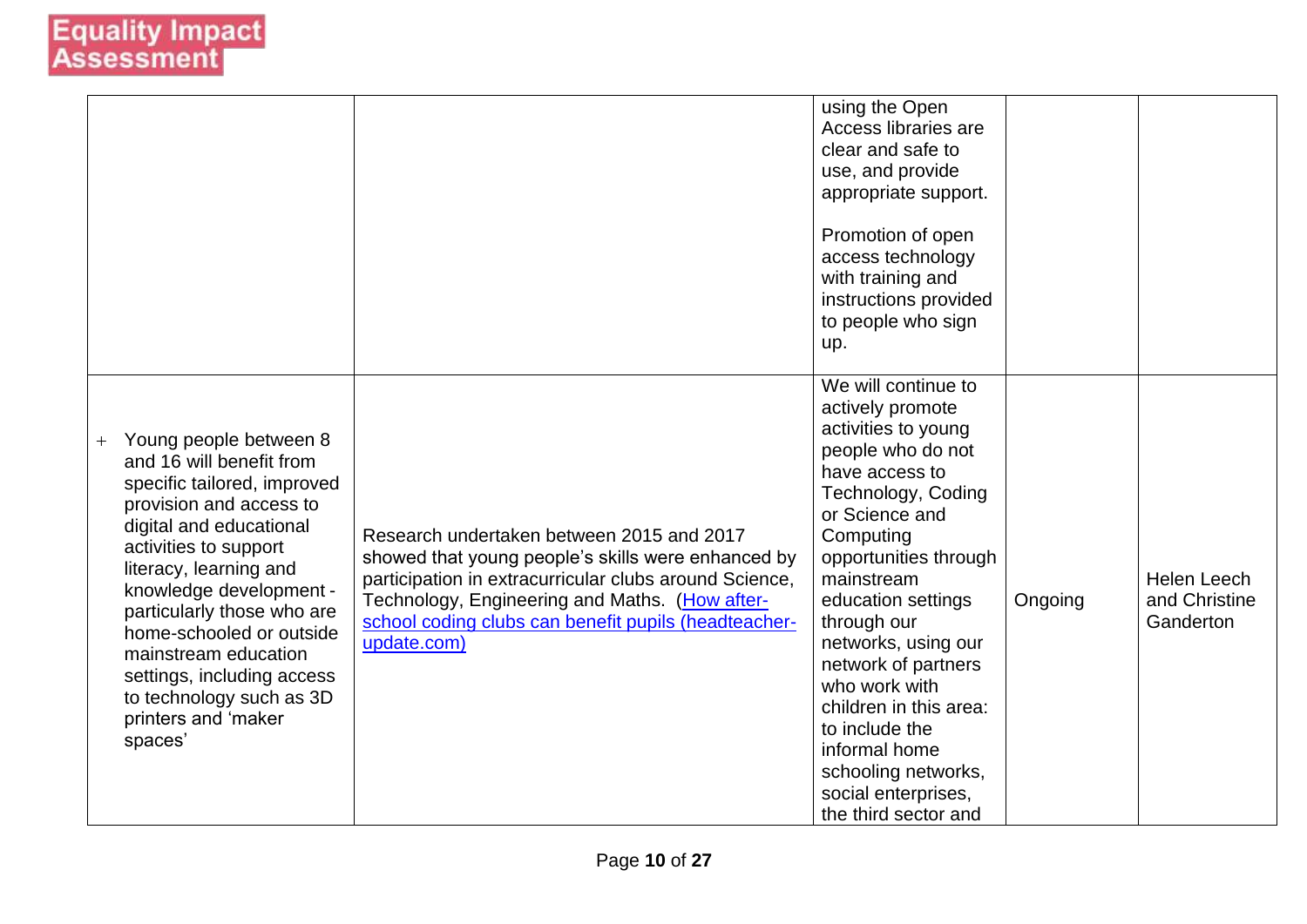| | | | | |
|---|---|---|---|---|
| | | using the Open Access libraries are clear and safe to use, and provide appropriate support.<br><br>Promotion of open access technology with training and instructions provided to people who sign up. | | |
| + Young people between 8 and 16 will benefit from specific tailored, improved provision and access to digital and educational activities to support literacy, learning and knowledge development - particularly those who are home-schooled or outside mainstream education settings, including access to technology such as 3D printers and 'maker spaces' | Research undertaken between 2015 and 2017 showed that young people's skills were enhanced by participation in extracurricular clubs around Science, Technology, Engineering and Maths. (How after-school coding clubs can benefit pupils (headteacher-update.com)) | We will continue to actively promote activities to young people who do not have access to Technology, Coding or Science and Computing opportunities through mainstream education settings through our networks, using our network of partners who work with children in this area: to include the informal home schooling networks, social enterprises, the third sector and | Ongoing | Helen Leech and Christine Ganderton |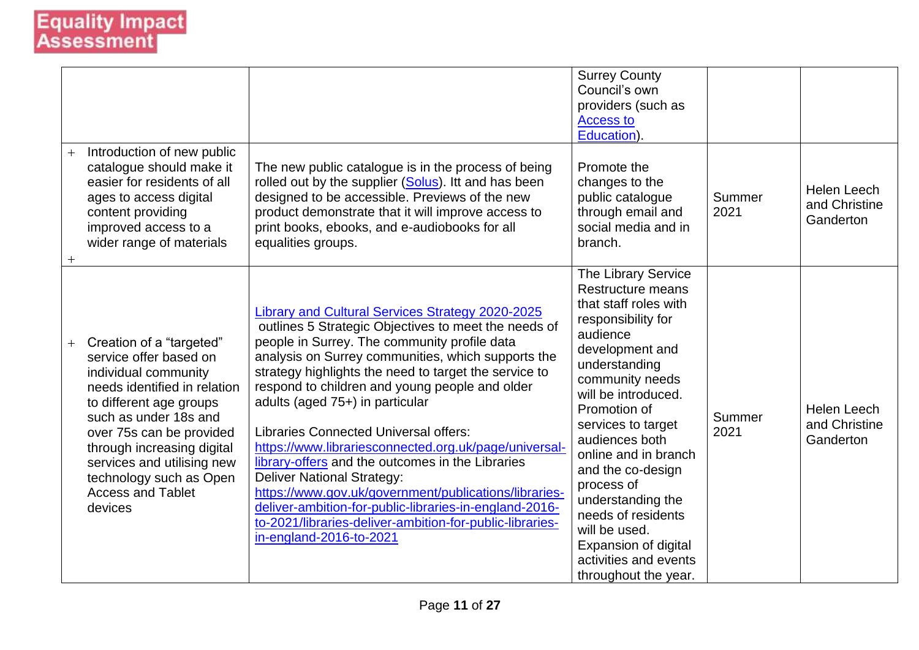|  |  |  |  |  |
|---|---|---|---|---|
|  |  | Surrey County Council's own providers (such as Access to Education). |  |  |
| + Introduction of new public catalogue should make it easier for residents of all ages to access digital content providing improved access to a wider range of materials<br>+ | The new public catalogue is in the process of being rolled out by the supplier (Solus). Itt and has been designed to be accessible. Previews of the new product demonstrate that it will improve access to print books, ebooks, and e-audiobooks for all equalities groups. | Promote the changes to the public catalogue through email and social media and in branch. | Summer 2021 | Helen Leech and Christine Ganderton |
| + Creation of a "targeted" service offer based on individual community needs identified in relation to different age groups such as under 18s and over 75s can be provided through increasing digital services and utilising new technology such as Open Access and Tablet devices | Library and Cultural Services Strategy 2020-2025 outlines 5 Strategic Objectives to meet the needs of people in Surrey. The community profile data analysis on Surrey communities, which supports the strategy highlights the need to target the service to respond to children and young people and older adults (aged 75+) in particular<br><br>Libraries Connected Universal offers: https://www.librariesconnected.org.uk/page/universal-library-offers and the outcomes in the Libraries Deliver National Strategy: https://www.gov.uk/government/publications/libraries-deliver-ambition-for-public-libraries-in-england-2016-to-2021/libraries-deliver-ambition-for-public-libraries-in-england-2016-to-2021 | The Library Service Restructure means that staff roles with responsibility for audience development and understanding community needs will be introduced. Promotion of services to target audiences both online and in branch and the co-design process of understanding the needs of residents will be used. Expansion of digital activities and events throughout the year. | Summer 2021 | Helen Leech and Christine Ganderton |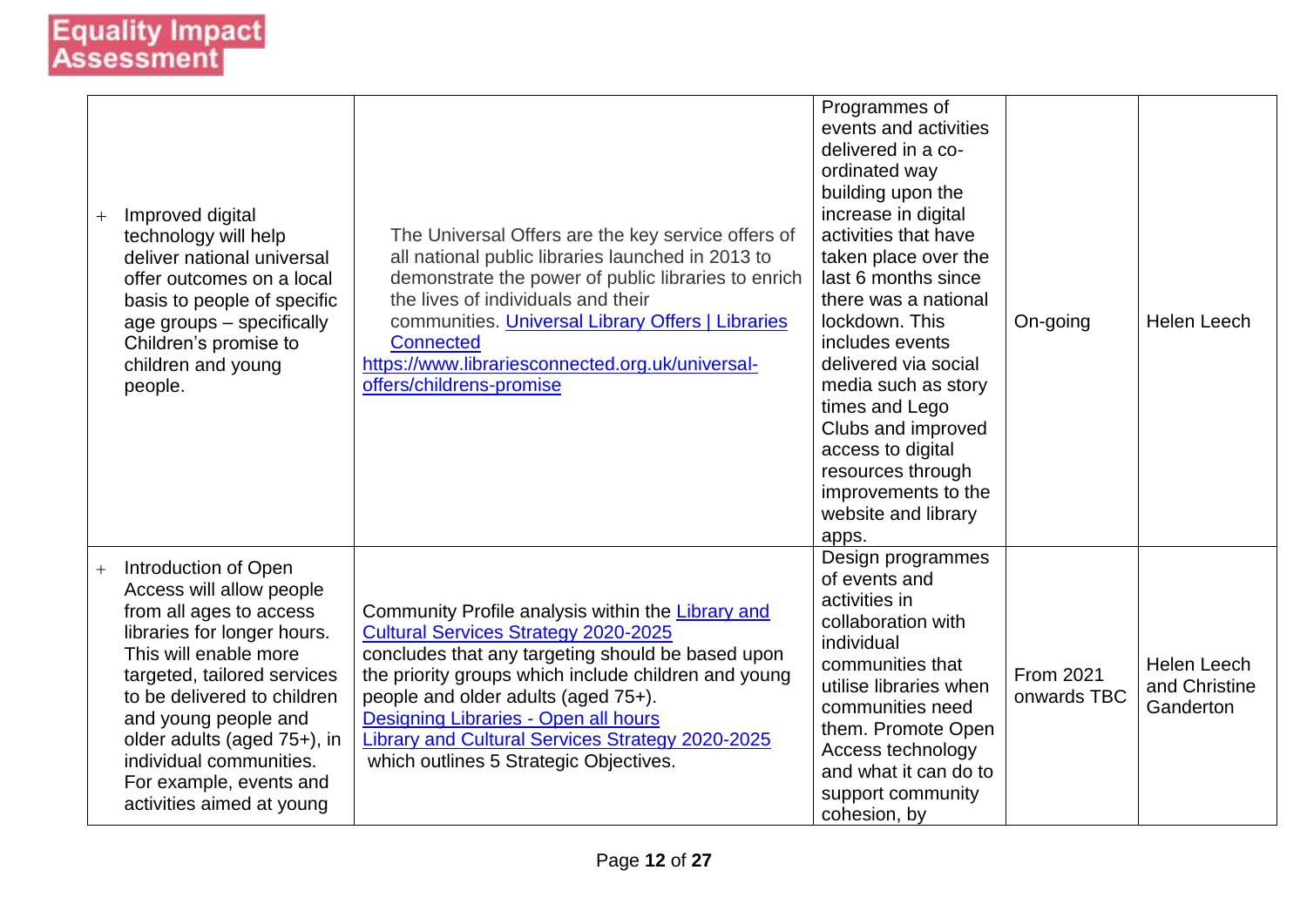**Equality Impact Assessment**

| | | | | |
|---|---|---|---|---|
| + Improved digital technology will help deliver national universal offer outcomes on a local basis to people of specific age groups – specifically Children's promise to children and young people. | The Universal Offers are the key service offers of all national public libraries launched in 2013 to demonstrate the power of public libraries to enrich the lives of individuals and their communities. [Universal Library Offers \| Libraries Connected](https://www.librariesconnected.org.uk/universal-offers/childrens-promise) https://www.librariesconnected.org.uk/universal-offers/childrens-promise | Programmes of events and activities delivered in a co-ordinated way building upon the increase in digital activities that have taken place over the last 6 months since there was a national lockdown. This includes events delivered via social media such as story times and Lego Clubs and improved access to digital resources through improvements to the website and library apps. | On-going | Helen Leech |
| + Introduction of Open Access will allow people from all ages to access libraries for longer hours. This will enable more targeted, tailored services to be delivered to children and young people and older adults (aged 75+), in individual communities. For example, events and activities aimed at young | Community Profile analysis within the Library and Cultural Services Strategy 2020-2025 concludes that any targeting should be based upon the priority groups which include children and young people and older adults (aged 75+). Designing Libraries - Open all hours Library and Cultural Services Strategy 2020-2025 which outlines 5 Strategic Objectives. | Design programmes of events and activities in collaboration with individual communities that utilise libraries when communities need them. Promote Open Access technology and what it can do to support community cohesion, by | From 2021 onwards TBC | Helen Leech and Christine Ganderton |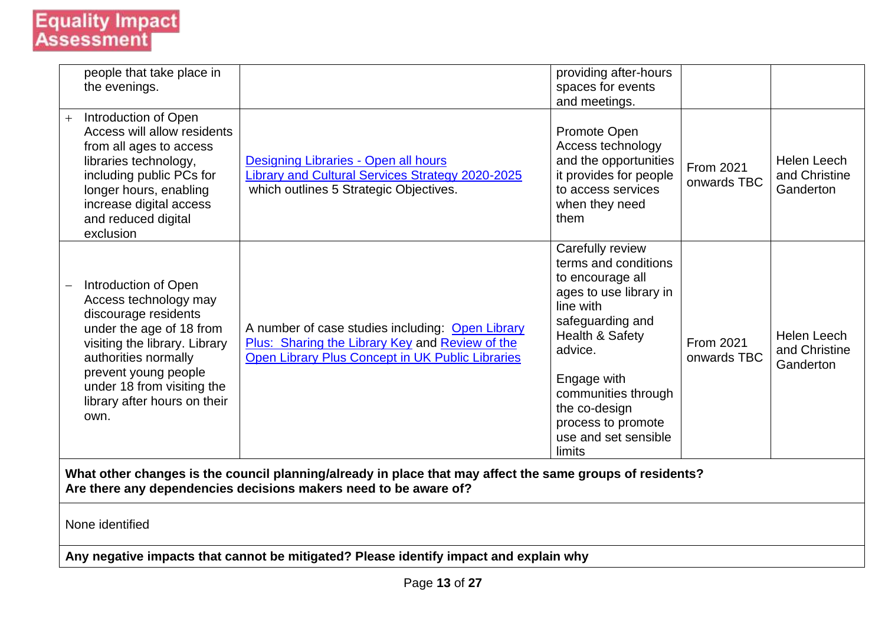| | | | | |
|---|---|---|---|---|
| people that take place in the evenings. | | providing after-hours spaces for events and meetings. | | |
| + Introduction of Open Access will allow residents from all ages to access libraries technology, including public PCs for longer hours, enabling increase digital access and reduced digital exclusion | Designing Libraries - Open all hours<br>Library and Cultural Services Strategy 2020-2025 which outlines 5 Strategic Objectives. | Promote Open Access technology and the opportunities it provides for people to access services when they need them | From 2021 onwards TBC | Helen Leech and Christine Ganderton |
| – Introduction of Open Access technology may discourage residents under the age of 18 from visiting the library. Library authorities normally prevent young people under 18 from visiting the library after hours on their own. | A number of case studies including: Open Library Plus: Sharing the Library Key and Review of the Open Library Plus Concept in UK Public Libraries | Carefully review terms and conditions to encourage all ages to use library in line with safeguarding and Health & Safety advice.<br><br>Engage with communities through the co-design process to promote use and set sensible limits | From 2021 onwards TBC | Helen Leech and Christine Ganderton |

**What other changes is the council planning/already in place that may affect the same groups of residents? Are there any dependencies decisions makers need to be aware of?**

None identified

**Any negative impacts that cannot be mitigated? Please identify impact and explain why**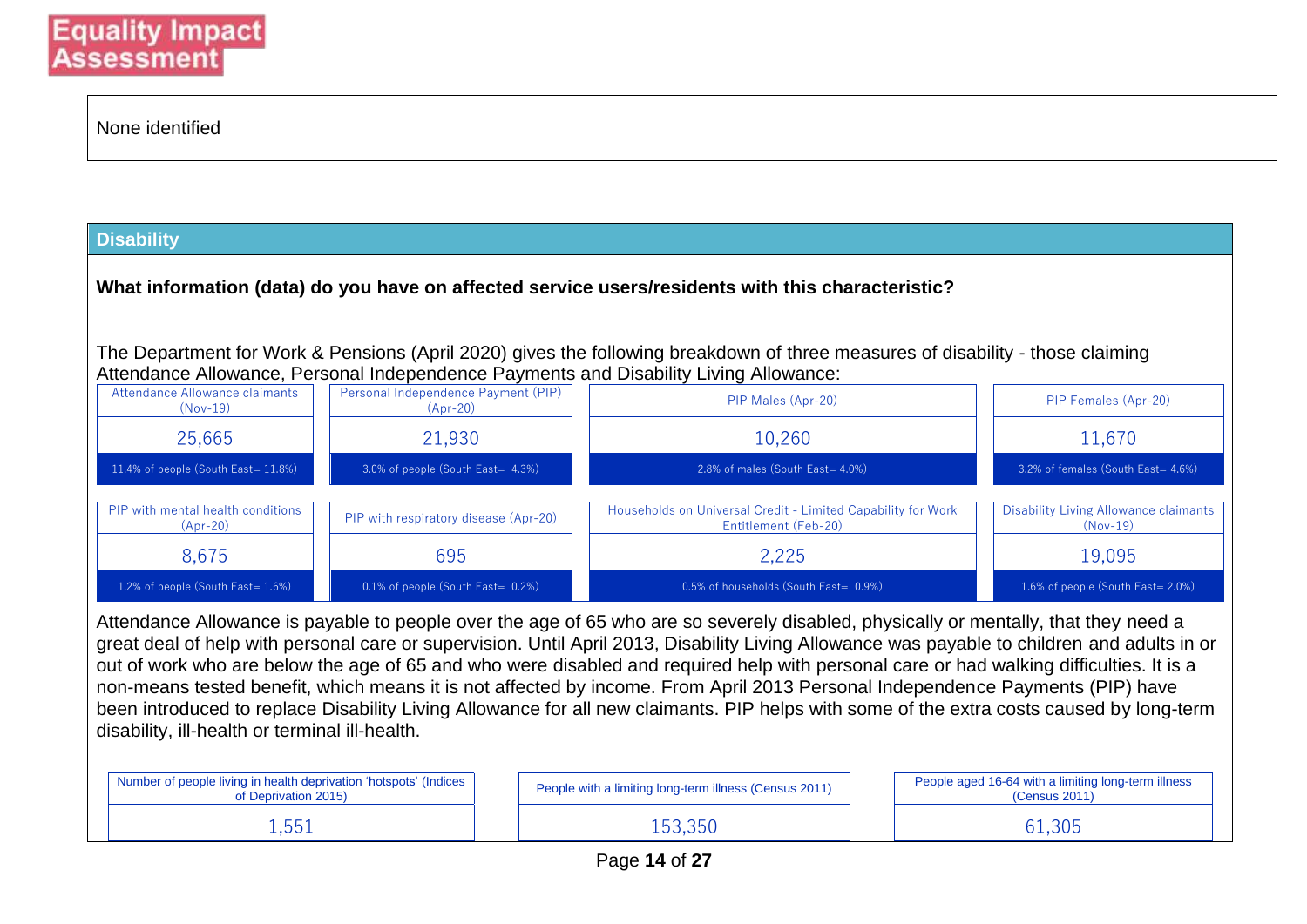Equality Impact Assessment

None identified

## Disability

**What information (data) do you have on affected service users/residents with this characteristic?**

The Department for Work & Pensions (April 2020) gives the following breakdown of three measures of disability - those claiming Attendance Allowance, Personal Independence Payments and Disability Living Allowance:

| Attendance Allowance claimants (Nov-19) | Personal Independence Payment (PIP) (Apr-20) | PIP Males (Apr-20) | PIP Females (Apr-20) |
|---|---|---|---|
| 25,665 | 21,930 | 10,260 | 11,670 |
| 11.4% of people (South East= 11.8%) | 3.0% of people (South East= 4.3%) | 2.8% of males (South East= 4.0%) | 3.2% of females (South East= 4.6%) |

| PIP with mental health conditions (Apr-20) | PIP with respiratory disease (Apr-20) | Households on Universal Credit - Limited Capability for Work Entitlement (Feb-20) | Disability Living Allowance claimants (Nov-19) |
|---|---|---|---|
| 8,675 | 695 | 2,225 | 19,095 |
| 1.2% of people (South East= 1.6%) | 0.1% of people (South East= 0.2%) | 0.5% of households (South East= 0.9%) | 1.6% of people (South East= 2.0%) |

Attendance Allowance is payable to people over the age of 65 who are so severely disabled, physically or mentally, that they need a great deal of help with personal care or supervision. Until April 2013, Disability Living Allowance was payable to children and adults in or out of work who are below the age of 65 and who were disabled and required help with personal care or had walking difficulties. It is a non-means tested benefit, which means it is not affected by income. From April 2013 Personal Independence Payments (PIP) have been introduced to replace Disability Living Allowance for all new claimants. PIP helps with some of the extra costs caused by long-term disability, ill-health or terminal ill-health.

| Number of people living in health deprivation 'hotspots' (Indices of Deprivation 2015) | People with a limiting long-term illness (Census 2011) | People aged 16-64 with a limiting long-term illness (Census 2011) |
|---|---|---|
| 1,551 | 153,350 | 61,305 |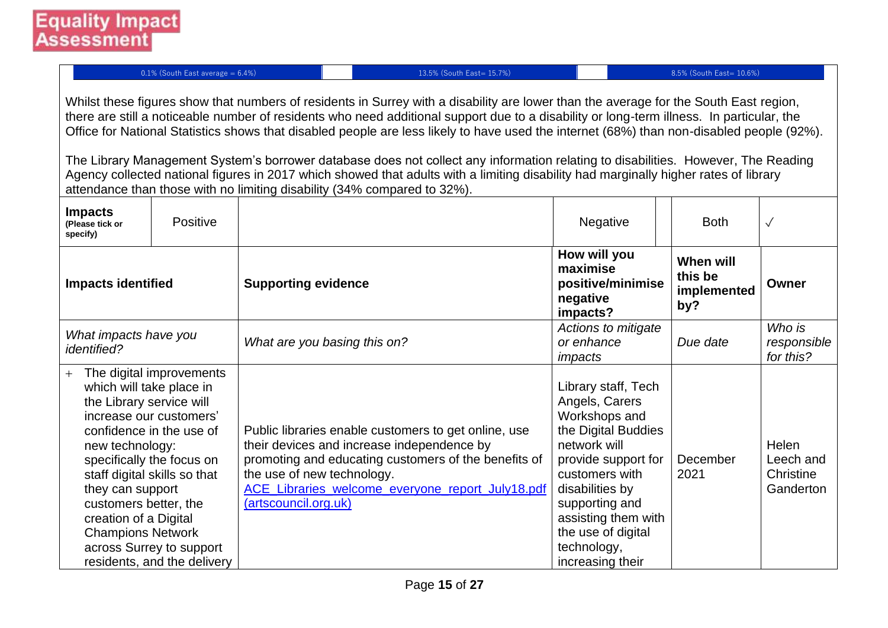| 0.1% (South East average = 6.4%) | | 13.5% (South East= 15.7%) | | 8.5% (South East= 10.6%) |
|---|---|---|---|---|

Whilst these figures show that numbers of residents in Surrey with a disability are lower than the average for the South East region, there are still a noticeable number of residents who need additional support due to a disability or long-term illness. In particular, the Office for National Statistics shows that disabled people are less likely to have used the internet (68%) than non-disabled people (92%).

The Library Management System's borrower database does not collect any information relating to disabilities. However, The Reading Agency collected national figures in 2017 which showed that adults with a limiting disability had marginally higher rates of library attendance than those with no limiting disability (34% compared to 32%).

| **Impacts** (Please tick or specify) | Positive | | Negative | | Both | ✓ |
|---|---|---|---|---|---|---|

| **Impacts identified** | **Supporting evidence** | **How will you maximise positive/minimise negative impacts?** | **When will this be implemented by?** | **Owner** |
|---|---|---|---|---|
| *What impacts have you identified?* | *What are you basing this on?* | *Actions to mitigate or enhance impacts* | *Due date* | *Who is responsible for this?* |
| + The digital improvements which will take place in the Library service will increase our customers' confidence in the use of new technology: specifically the focus on staff digital skills so that they can support customers better, the creation of a Digital Champions Network across Surrey to support residents, and the delivery | Public libraries enable customers to get online, use their devices and increase independence by promoting and educating customers of the benefits of the use of new technology. [ACE_Libraries_welcome_everyone_report_July18.pdf (artscouncil.org.uk)] | Library staff, Tech Angels, Carers Workshops and the Digital Buddies network will provide support for customers with disabilities by supporting and assisting them with the use of digital technology, increasing their | December 2021 | Helen Leech and Christine Ganderton |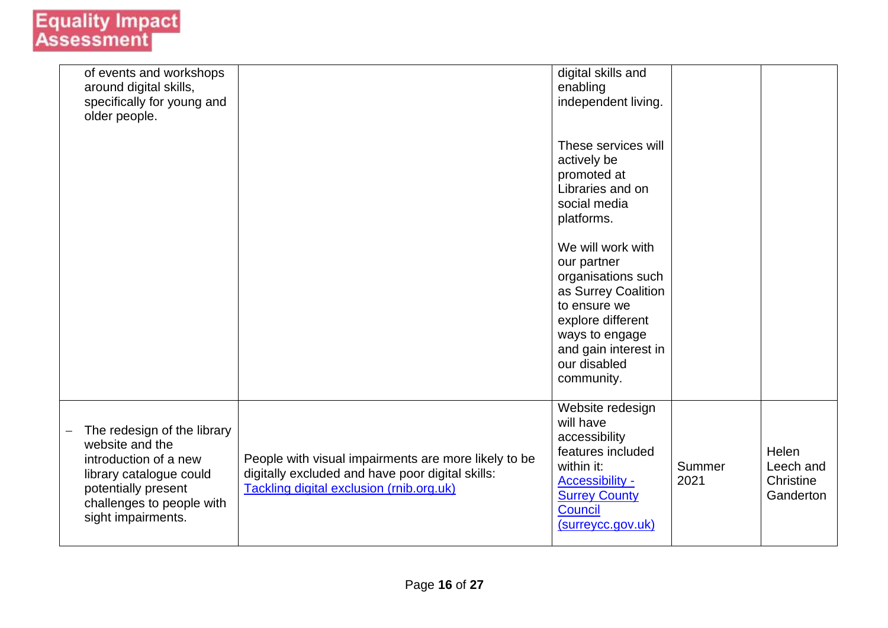| | | | | |
|---|---|---|---|---|
| of events and workshops around digital skills, specifically for young and older people. | | digital skills and enabling independent living.<br><br>These services will actively be promoted at Libraries and on social media platforms.<br><br>We will work with our partner organisations such as Surrey Coalition to ensure we explore different ways to engage and gain interest in our disabled community. | | |
| – The redesign of the library website and the introduction of a new library catalogue could potentially present challenges to people with sight impairments. | People with visual impairments are more likely to be digitally excluded and have poor digital skills: [Tackling digital exclusion (rnib.org.uk)] | Website redesign will have accessibility features included within it: [Accessibility - Surrey County Council (surreycc.gov.uk)] | Summer 2021 | Helen Leech and Christine Ganderton |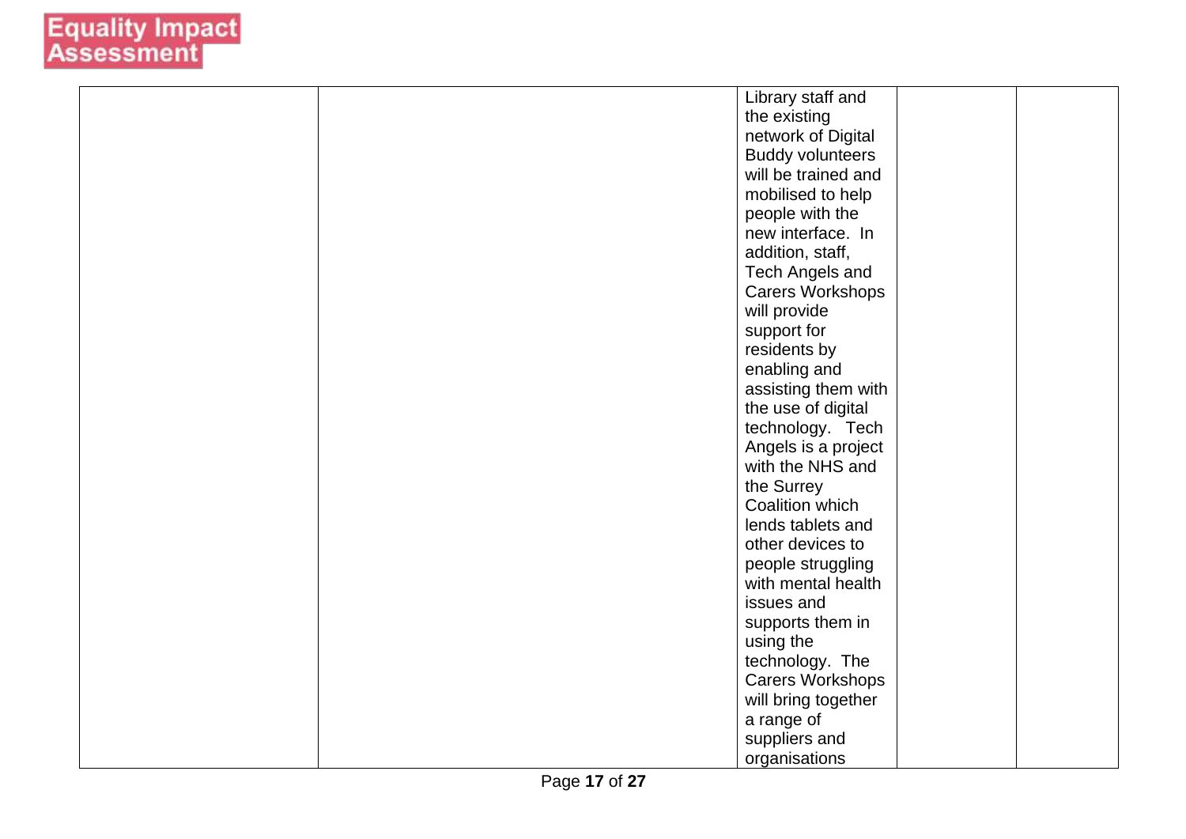|  |  |  |  |  |
|---|---|---|---|---|
|  |  | Library staff and the existing network of Digital Buddy volunteers will be trained and mobilised to help people with the new interface. In addition, staff, Tech Angels and Carers Workshops will provide support for residents by enabling and assisting them with the use of digital technology. Tech Angels is a project with the NHS and the Surrey Coalition which lends tablets and other devices to people struggling with mental health issues and supports them in using the technology. The Carers Workshops will bring together a range of suppliers and organisations |  |  |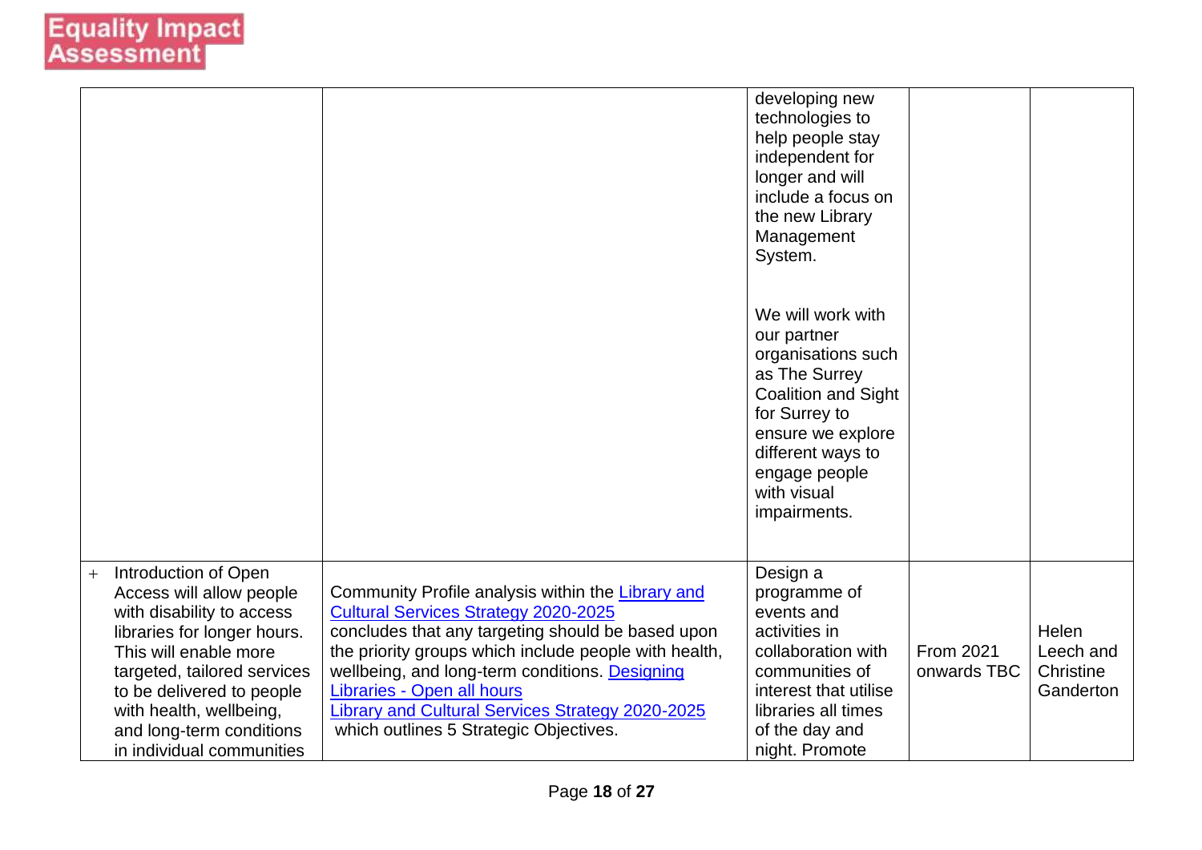| | | | | |
|---|---|---|---|---|
| | | developing new technologies to help people stay independent for longer and will include a focus on the new Library Management System.<br><br>We will work with our partner organisations such as The Surrey Coalition and Sight for Surrey to ensure we explore different ways to engage people with visual impairments. | | |
| + Introduction of Open Access will allow people with disability to access libraries for longer hours. This will enable more targeted, tailored services to be delivered to people with health, wellbeing, and long-term conditions in individual communities | Community Profile analysis within the Library and Cultural Services Strategy 2020-2025 concludes that any targeting should be based upon the priority groups which include people with health, wellbeing, and long-term conditions. Designing Libraries - Open all hours<br>Library and Cultural Services Strategy 2020-2025 which outlines 5 Strategic Objectives. | Design a programme of events and activities in collaboration with communities of interest that utilise libraries all times of the day and night. Promote | From 2021 onwards TBC | Helen Leech and Christine Ganderton |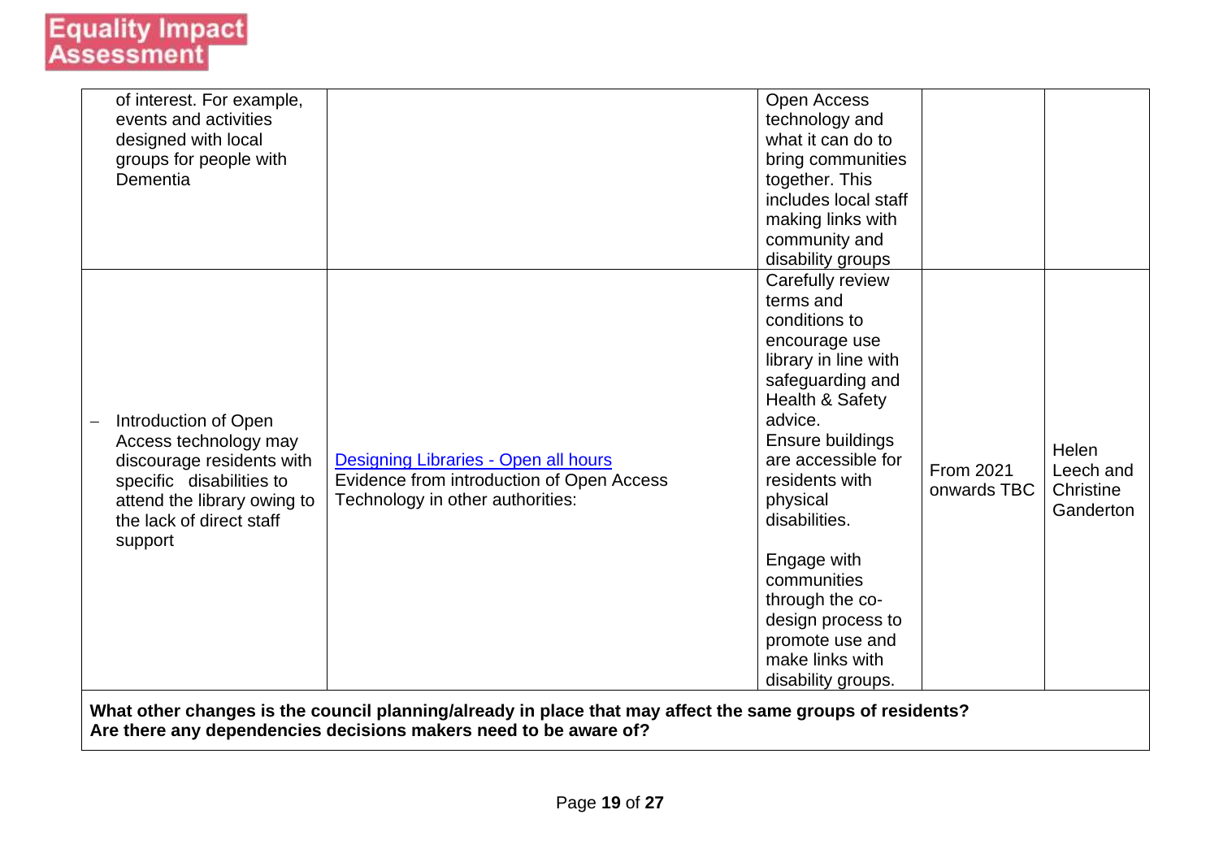# Equality Impact Assessment

| | | | | |
|---|---|---|---|---|
| of interest. For example, events and activities designed with local groups for people with Dementia | | Open Access technology and what it can do to bring communities together. This includes local staff making links with community and disability groups | | |
| – Introduction of Open Access technology may discourage residents with specific disabilities to attend the library owing to the lack of direct staff support | [Designing Libraries - Open all hours]() Evidence from introduction of Open Access Technology in other authorities: | Carefully review terms and conditions to encourage use library in line with safeguarding and Health & Safety advice. Ensure buildings are accessible for residents with physical disabilities. <br><br> Engage with communities through the co-design process to promote use and make links with disability groups. | From 2021 onwards TBC | Helen Leech and Christine Ganderton |

**What other changes is the council planning/already in place that may affect the same groups of residents? Are there any dependencies decisions makers need to be aware of?**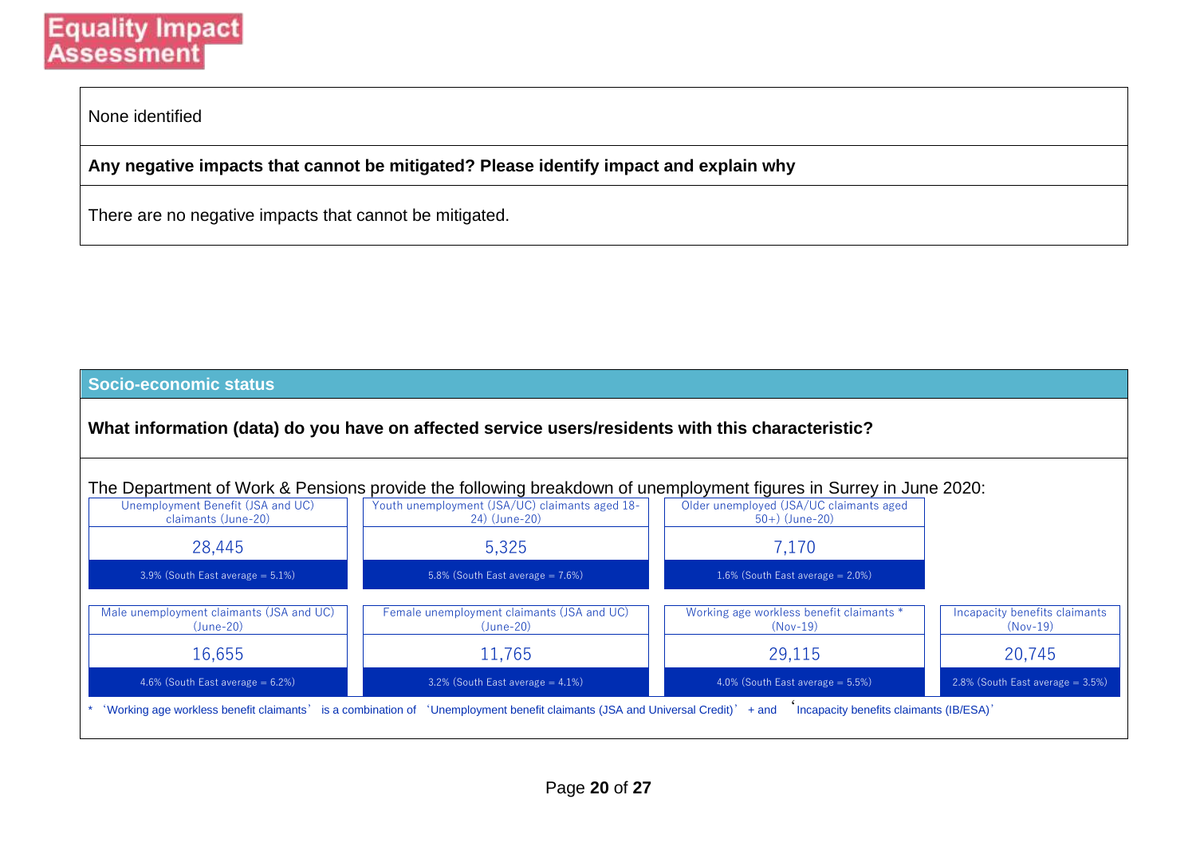None identified

**Any negative impacts that cannot be mitigated? Please identify impact and explain why**

There are no negative impacts that cannot be mitigated.

## Socio-economic status

**What information (data) do you have on affected service users/residents with this characteristic?**

The Department of Work & Pensions provide the following breakdown of unemployment figures in Surrey in June 2020:

| Unemployment Benefit (JSA and UC) claimants (June-20) | Youth unemployment (JSA/UC) claimants aged 18-24) (June-20) | Older unemployed (JSA/UC claimants aged 50+) (June-20) | |
|---|---|---|---|
| 28,445 | 5,325 | 7,170 | |
| 3.9% (South East average = 5.1%) | 5.8% (South East average = 7.6%) | 1.6% (South East average = 2.0%) | |

| Male unemployment claimants (JSA and UC) (June-20) | Female unemployment claimants (JSA and UC) (June-20) | Working age workless benefit claimants * (Nov-19) | Incapacity benefits claimants (Nov-19) |
|---|---|---|---|
| 16,655 | 11,765 | 29,115 | 20,745 |
| 4.6% (South East average = 6.2%) | 3.2% (South East average = 4.1%) | 4.0% (South East average = 5.5%) | 2.8% (South East average = 3.5%) |

* 'Working age workless benefit claimants' is a combination of 'Unemployment benefit claimants (JSA and Universal Credit)' + and 'Incapacity benefits claimants (IB/ESA)'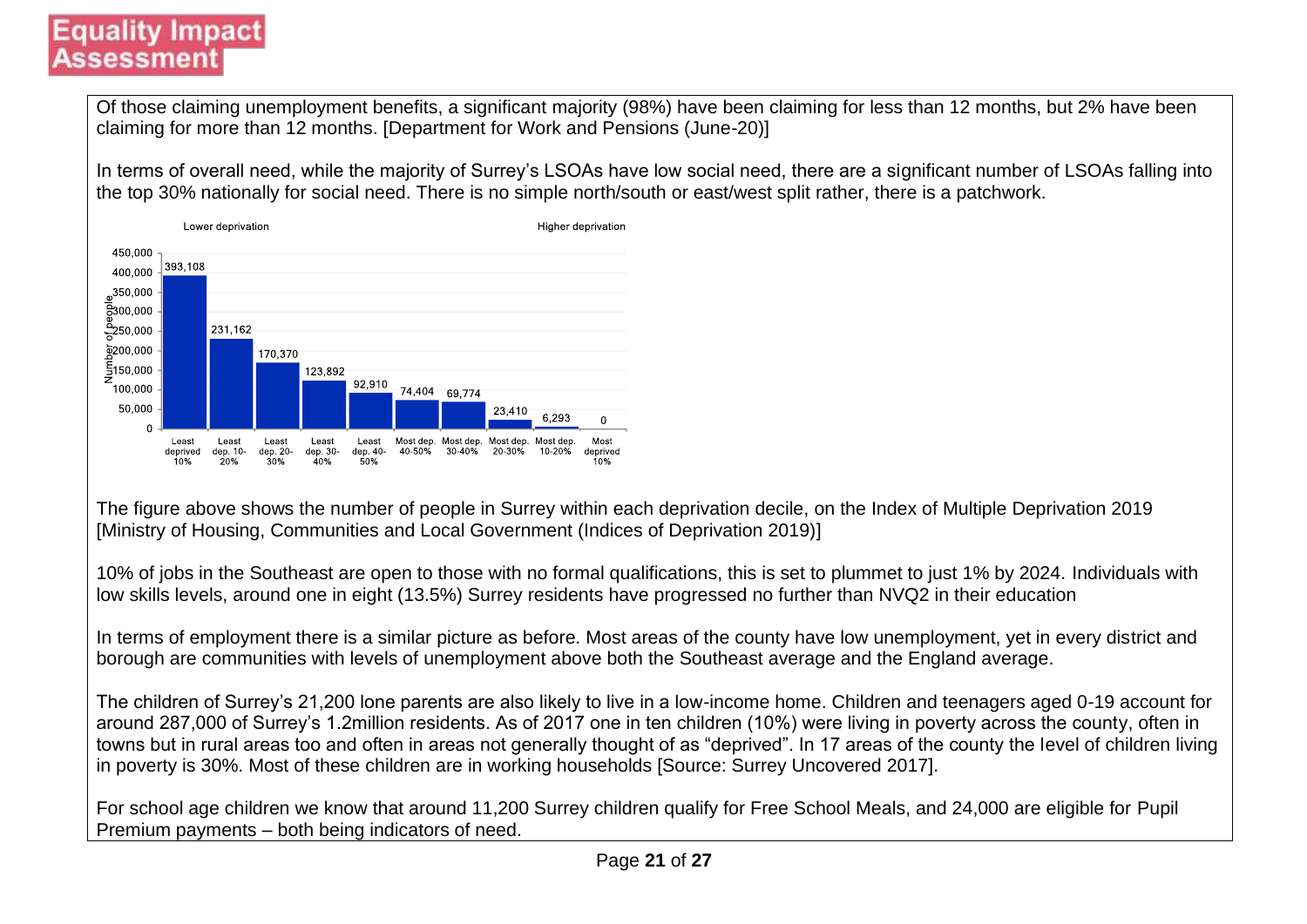Of those claiming unemployment benefits, a significant majority (98%) have been claiming for less than 12 months, but 2% have been claiming for more than 12 months. [Department for Work and Pensions (June-20)]

In terms of overall need, while the majority of Surrey's LSOAs have low social need, there are a significant number of LSOAs falling into the top 30% nationally for social need. There is no simple north/south or east/west split rather, there is a patchwork.

| Deprivation decile | Number of people |
|---|---|
| Least deprived 10% | 393,108 |
| Least dep. 10-20% | 231,162 |
| Least dep. 20-30% | 170,370 |
| Least dep. 30-40% | 123,892 |
| Least dep. 40-50% | 92,910 |
| Most dep. 40-50% | 74,404 |
| Most dep. 30-40% | 69,774 |
| Most dep. 20-30% | 23,410 |
| Most dep. 10-20% | 6,293 |
| Most deprived 10% | 0 |

The figure above shows the number of people in Surrey within each deprivation decile, on the Index of Multiple Deprivation 2019 [Ministry of Housing, Communities and Local Government (Indices of Deprivation 2019)]

10% of jobs in the Southeast are open to those with no formal qualifications, this is set to plummet to just 1% by 2024. Individuals with low skills levels, around one in eight (13.5%) Surrey residents have progressed no further than NVQ2 in their education

In terms of employment there is a similar picture as before. Most areas of the county have low unemployment, yet in every district and borough are communities with levels of unemployment above both the Southeast average and the England average.

The children of Surrey's 21,200 lone parents are also likely to live in a low-income home. Children and teenagers aged 0-19 account for around 287,000 of Surrey's 1.2million residents. As of 2017 one in ten children (10%) were living in poverty across the county, often in towns but in rural areas too and often in areas not generally thought of as "deprived". In 17 areas of the county the level of children living in poverty is 30%. Most of these children are in working households [Source: Surrey Uncovered 2017].

For school age children we know that around 11,200 Surrey children qualify for Free School Meals, and 24,000 are eligible for Pupil Premium payments – both being indicators of need.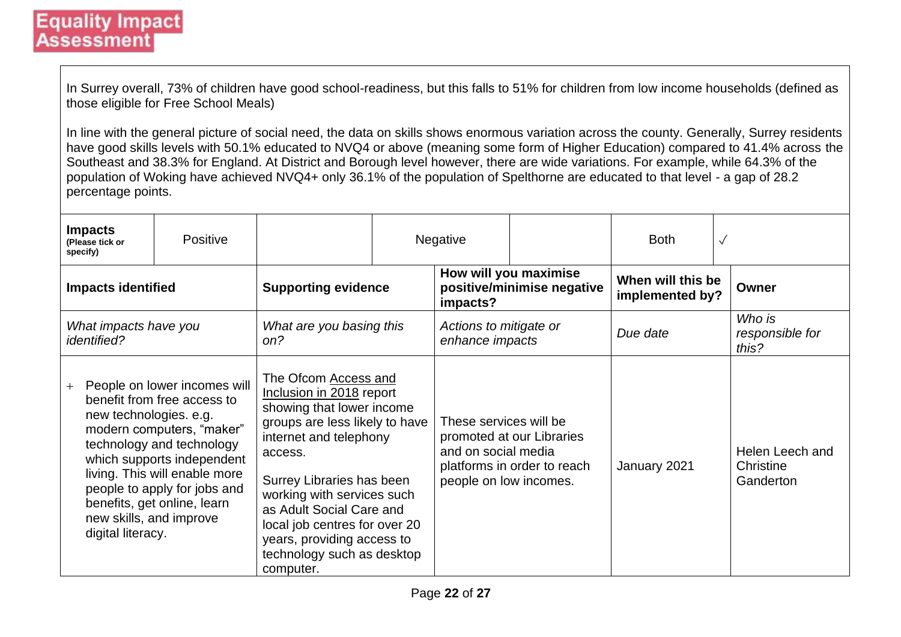Equality Impact Assessment

In Surrey overall, 73% of children have good school-readiness, but this falls to 51% for children from low income households (defined as those eligible for Free School Meals)

In line with the general picture of social need, the data on skills shows enormous variation across the county. Generally, Surrey residents have good skills levels with 50.1% educated to NVQ4 or above (meaning some form of Higher Education) compared to 41.4% across the Southeast and 38.3% for England. At District and Borough level however, there are wide variations. For example, while 64.3% of the population of Woking have achieved NVQ4+ only 36.1% of the population of Spelthorne are educated to that level - a gap of 28.2 percentage points.

| **Impacts** (Please tick or specify) | Positive | | Negative | | Both | √ |
|---|---|---|---|---|---|---|

| **Impacts identified** | **Supporting evidence** | **How will you maximise positive/minimise negative impacts?** | **When will this be implemented by?** | **Owner** |
|---|---|---|---|---|
| *What impacts have you identified?* | *What are you basing this on?* | *Actions to mitigate or enhance impacts* | *Due date* | *Who is responsible for this?* |
| + People on lower incomes will benefit from free access to new technologies. e.g. modern computers, "maker" technology and technology which supports independent living. This will enable more people to apply for jobs and benefits, get online, learn new skills, and improve digital literacy. | The Ofcom Access and Inclusion in 2018 report showing that lower income groups are less likely to have internet and telephony access.<br><br>Surrey Libraries has been working with services such as Adult Social Care and local job centres for over 20 years, providing access to technology such as desktop computer. | These services will be promoted at our Libraries and on social media platforms in order to reach people on low incomes. | January 2021 | Helen Leech and Christine Ganderton |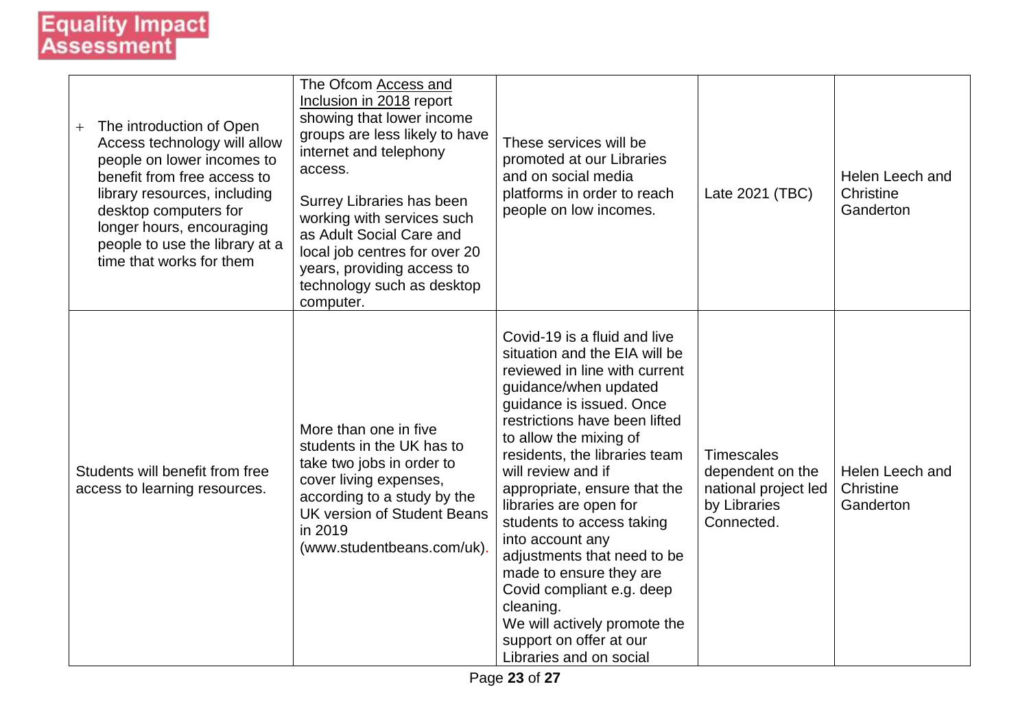| | | | | |
|---|---|---|---|---|
| + The introduction of Open Access technology will allow people on lower incomes to benefit from free access to library resources, including desktop computers for longer hours, encouraging people to use the library at a time that works for them | The Ofcom Access and Inclusion in 2018 report showing that lower income groups are less likely to have internet and telephony access.<br><br>Surrey Libraries has been working with services such as Adult Social Care and local job centres for over 20 years, providing access to technology such as desktop computer. | These services will be promoted at our Libraries and on social media platforms in order to reach people on low incomes. | Late 2021 (TBC) | Helen Leech and Christine Ganderton |
| Students will benefit from free access to learning resources. | More than one in five students in the UK has to take two jobs in order to cover living expenses, according to a study by the UK version of Student Beans in 2019 (www.studentbeans.com/uk). | Covid-19 is a fluid and live situation and the EIA will be reviewed in line with current guidance/when updated guidance is issued. Once restrictions have been lifted to allow the mixing of residents, the libraries team will review and if appropriate, ensure that the libraries are open for students to access taking into account any adjustments that need to be made to ensure they are Covid compliant e.g. deep cleaning.<br>We will actively promote the support on offer at our Libraries and on social | Timescales dependent on the national project led by Libraries Connected. | Helen Leech and Christine Ganderton |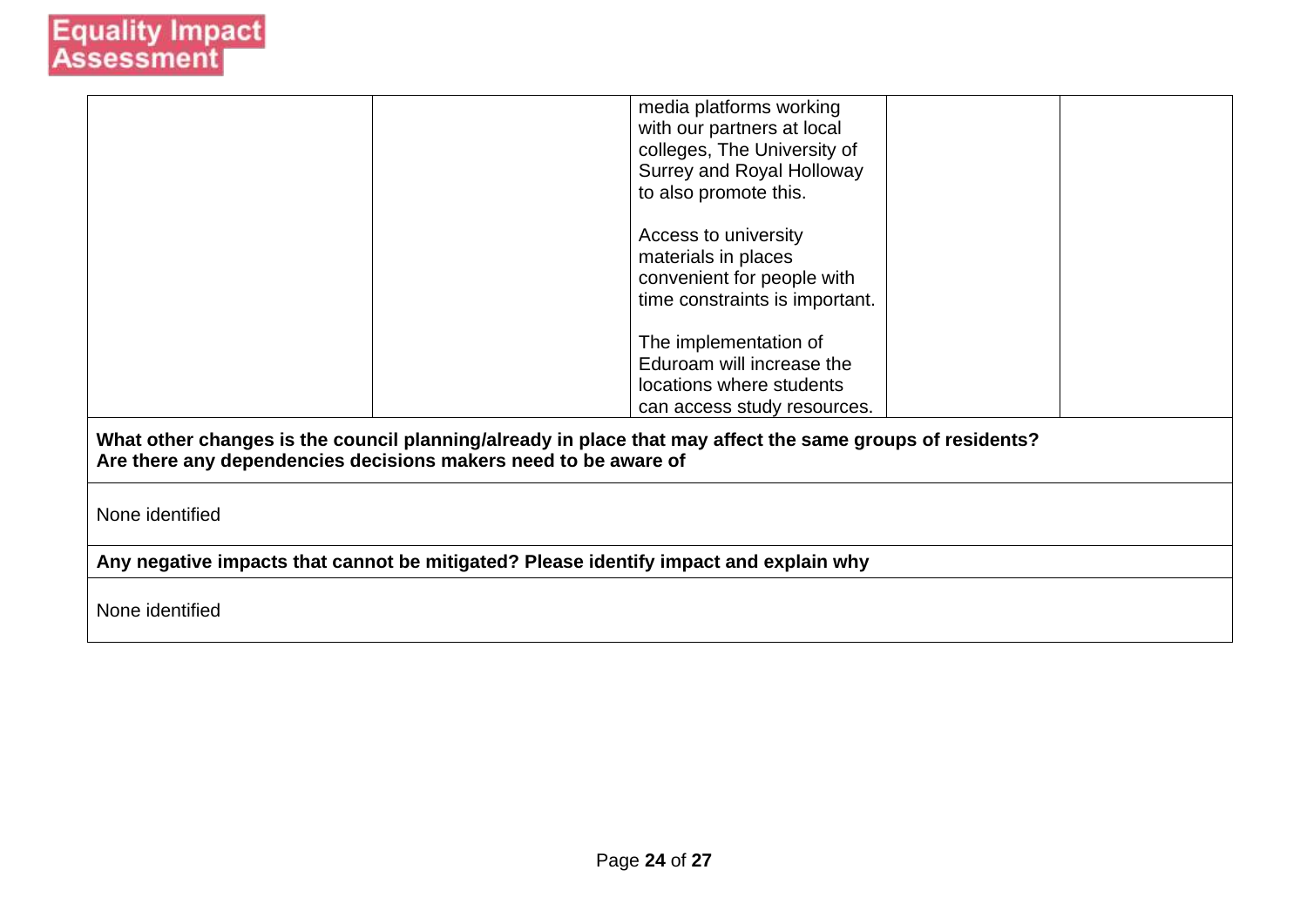| | | | | |
|---|---|---|---|---|
| | | media platforms working with our partners at local colleges, The University of Surrey and Royal Holloway to also promote this.<br><br>Access to university materials in places convenient for people with time constraints is important.<br><br>The implementation of Eduroam will increase the locations where students can access study resources. | | |

| |
|---|
| **What other changes is the council planning/already in place that may affect the same groups of residents? Are there any dependencies decisions makers need to be aware of** |
| None identified |
| **Any negative impacts that cannot be mitigated? Please identify impact and explain why** |
| None identified |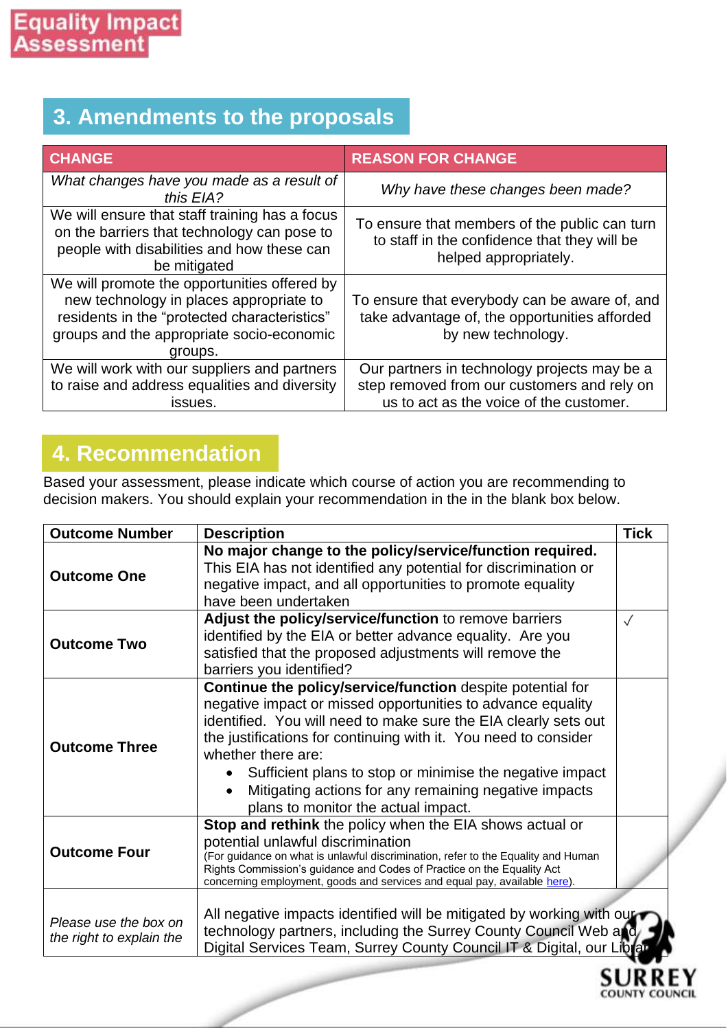## 3. Amendments to the proposals

| CHANGE | REASON FOR CHANGE |
|---|---|
| *What changes have you made as a result of this EIA?* | *Why have these changes been made?* |
| We will ensure that staff training has a focus on the barriers that technology can pose to people with disabilities and how these can be mitigated | To ensure that members of the public can turn to staff in the confidence that they will be helped appropriately. |
| We will promote the opportunities offered by new technology in places appropriate to residents in the "protected characteristics" groups and the appropriate socio-economic groups. | To ensure that everybody can be aware of, and take advantage of, the opportunities afforded by new technology. |
| We will work with our suppliers and partners to raise and address equalities and diversity issues. | Our partners in technology projects may be a step removed from our customers and rely on us to act as the voice of the customer. |

## 4. Recommendation

Based your assessment, please indicate which course of action you are recommending to decision makers. You should explain your recommendation in the in the blank box below.

| Outcome Number | Description | Tick |
|---|---|---|
| **Outcome One** | **No major change to the policy/service/function required.** This EIA has not identified any potential for discrimination or negative impact, and all opportunities to promote equality have been undertaken | |
| **Outcome Two** | **Adjust the policy/service/function** to remove barriers identified by the EIA or better advance equality. Are you satisfied that the proposed adjustments will remove the barriers you identified? | ✓ |
| **Outcome Three** | **Continue the policy/service/function** despite potential for negative impact or missed opportunities to advance equality identified. You will need to make sure the EIA clearly sets out the justifications for continuing with it. You need to consider whether there are: <br>• Sufficient plans to stop or minimise the negative impact <br>• Mitigating actions for any remaining negative impacts plans to monitor the actual impact. | |
| **Outcome Four** | **Stop and rethink** the policy when the EIA shows actual or potential unlawful discrimination <br>(For guidance on what is unlawful discrimination, refer to the Equality and Human Rights Commission's guidance and Codes of Practice on the Equality Act concerning employment, goods and services and equal pay, available here). | |
| *Please use the box on the right to explain the* | All negative impacts identified will be mitigated by working with our technology partners, including the Surrey County Council Web and Digital Services Team, Surrey County Council IT & Digital, our Library | |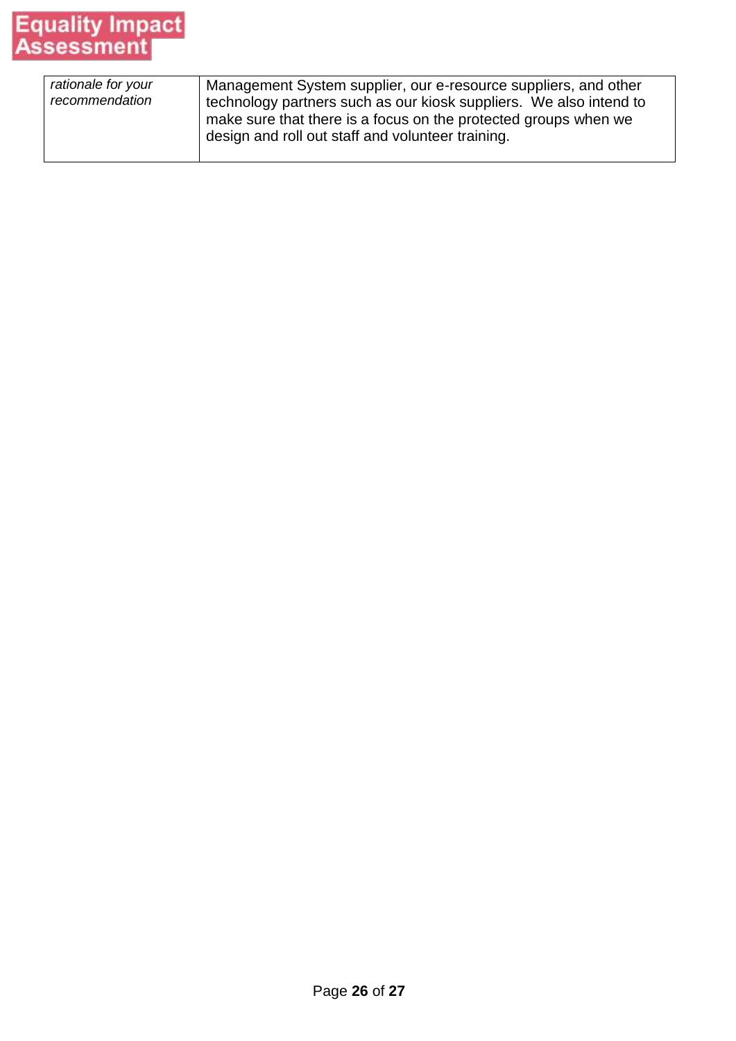| *rationale for your recommendation* | Management System supplier, our e-resource suppliers, and other technology partners such as our kiosk suppliers. We also intend to make sure that there is a focus on the protected groups when we design and roll out staff and volunteer training. |
|---|---|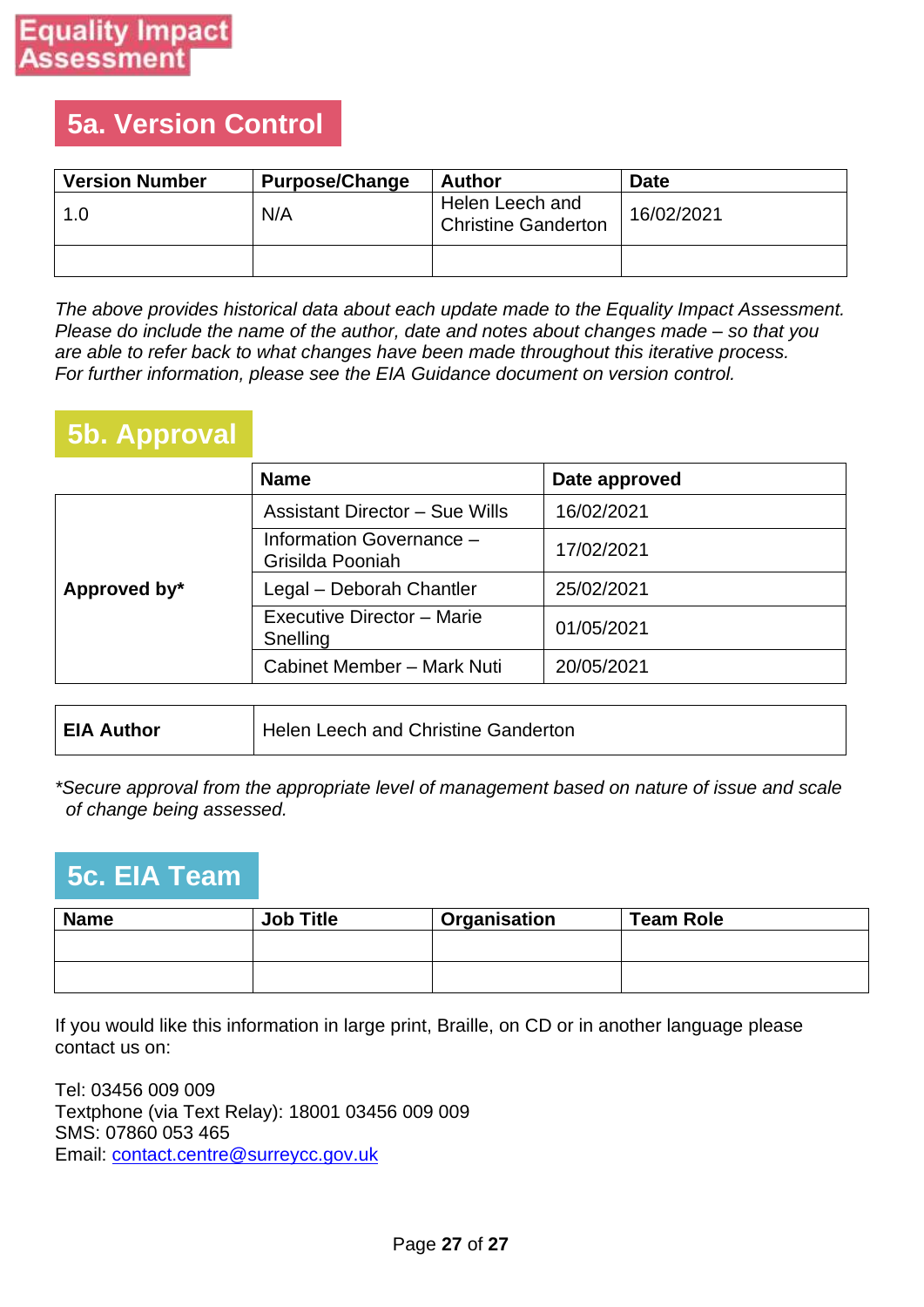**Equality Impact Assessment**

## 5a. Version Control

| Version Number | Purpose/Change | Author | Date |
|---|---|---|---|
| 1.0 | N/A | Helen Leech and Christine Ganderton | 16/02/2021 |
| | | | |

*The above provides historical data about each update made to the Equality Impact Assessment. Please do include the name of the author, date and notes about changes made – so that you are able to refer back to what changes have been made throughout this iterative process. For further information, please see the EIA Guidance document on version control.*

## 5b. Approval

| | Name | Date approved |
|---|---|---|
| **Approved by*** | Assistant Director – Sue Wills | 16/02/2021 |
| | Information Governance – Grisilda Pooniah | 17/02/2021 |
| | Legal – Deborah Chantler | 25/02/2021 |
| | Executive Director – Marie Snelling | 01/05/2021 |
| | Cabinet Member – Mark Nuti | 20/05/2021 |

| | |
|---|---|
| **EIA Author** | Helen Leech and Christine Ganderton |

**Secure approval from the appropriate level of management based on nature of issue and scale of change being assessed.*

## 5c. EIA Team

| Name | Job Title | Organisation | Team Role |
|---|---|---|---|
| | | | |
| | | | |

If you would like this information in large print, Braille, on CD or in another language please contact us on:

Tel: 03456 009 009
Textphone (via Text Relay): 18001 03456 009 009
SMS: 07860 053 465
Email: contact.centre@surreycc.gov.uk